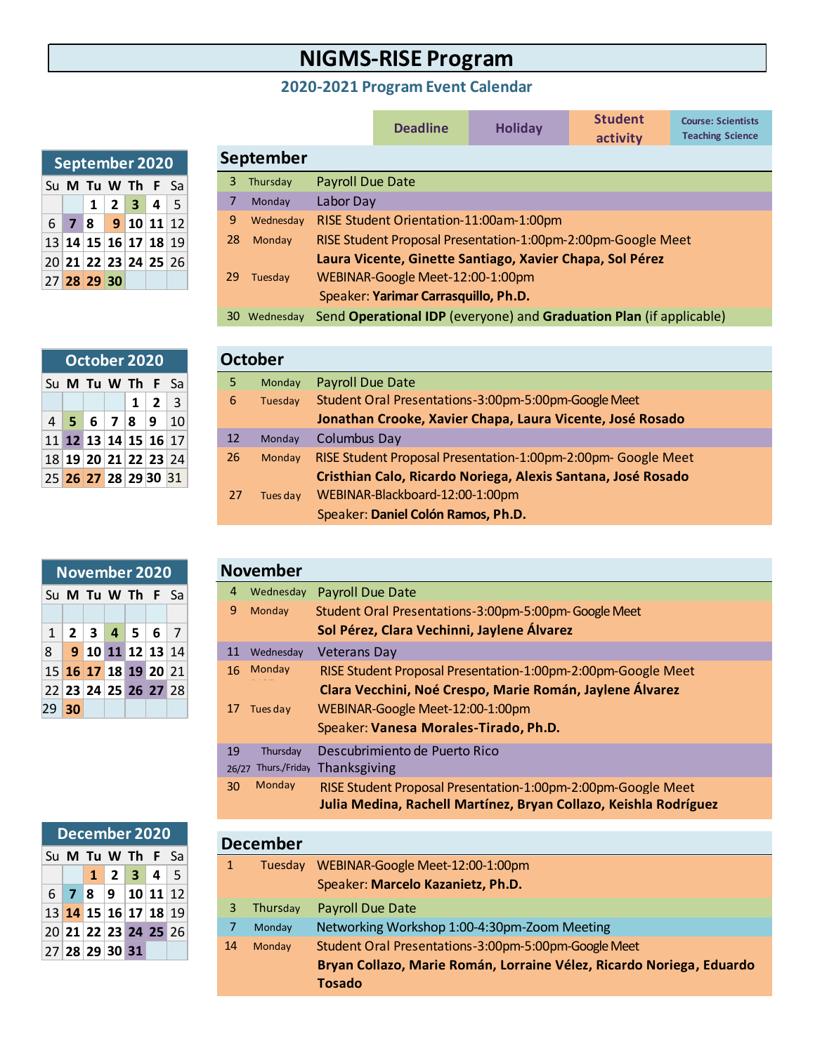# NIGMS-RISE Program

## 2020-2021 Program Event Calendar

| Deadline | Holiday | Student activity | Course: Scientists Teaching Science |
|---|---|---|---|

### September 2020

| Su | M | Tu | W | Th | F | Sa |
|---|---|---|---|---|---|---|
| | | 1 | 2 | 3 | 4 | 5 |
| 6 | 7 | 8 | 9 | 10 | 11 | 12 |
| 13 | 14 | 15 | 16 | 17 | 18 | 19 |
| 20 | 21 | 22 | 23 | 24 | 25 | 26 |
| 27 | 28 | 29 | 30 | | | |

## September

| Date | Day | Event |
|---|---|---|
| 3 | Thursday | Payroll Due Date |
| 7 | Monday | Labor Day |
| 9 | Wednesday | RISE Student Orientation-11:00am-1:00pm |
| 28 | Monday | RISE Student Proposal Presentation-1:00pm-2:00pm-Google Meet<br>**Laura Vicente, Ginette Santiago, Xavier Chapa, Sol Pérez** |
| 29 | Tuesday | WEBINAR-Google Meet-12:00-1:00pm<br>Speaker: **Yarimar Carrasquillo, Ph.D.** |
| 30 | Wednesday | Send **Operational IDP** (everyone) and **Graduation Plan** (if applicable) |

### October 2020

| Su | M | Tu | W | Th | F | Sa |
|---|---|---|---|---|---|---|
| | | | | 1 | 2 | 3 |
| 4 | 5 | 6 | 7 | 8 | 9 | 10 |
| 11 | 12 | 13 | 14 | 15 | 16 | 17 |
| 18 | 19 | 20 | 21 | 22 | 23 | 24 |
| 25 | 26 | 27 | 28 | 29 | 30 | 31 |

## October

| Date | Day | Event |
|---|---|---|
| 5 | Monday | Payroll Due Date |
| 6 | Tuesday | Student Oral Presentations-3:00pm-5:00pm-Google Meet<br>**Jonathan Crooke, Xavier Chapa, Laura Vicente, José Rosado** |
| 12 | Monday | Columbus Day |
| 26 | Monday | RISE Student Proposal Presentation-1:00pm-2:00pm- Google Meet<br>**Cristhian Calo, Ricardo Noriega, Alexis Santana, José Rosado** |
| 27 | Tuesday | WEBINAR-Blackboard-12:00-1:00pm<br>Speaker: **Daniel Colón Ramos, Ph.D.** |

### November 2020

| Su | M | Tu | W | Th | F | Sa |
|---|---|---|---|---|---|---|
| | | | | | | |
| 1 | 2 | 3 | 4 | 5 | 6 | 7 |
| 8 | 9 | 10 | 11 | 12 | 13 | 14 |
| 15 | 16 | 17 | 18 | 19 | 20 | 21 |
| 22 | 23 | 24 | 25 | 26 | 27 | 28 |
| 29 | 30 | | | | | |

## November

| Date | Day | Event |
|---|---|---|
| 4 | Wednesday | Payroll Due Date |
| 9 | Monday | Student Oral Presentations-3:00pm-5:00pm- Google Meet<br>**Sol Pérez, Clara Vechinni, Jaylene Álvarez** |
| 11 | Wednesday | Veterans Day |
| 16 | Monday | RISE Student Proposal Presentation-1:00pm-2:00pm-Google Meet<br>**Clara Vecchini, Noé Crespo, Marie Román, Jaylene Álvarez** |
| 17 | Tuesday | WEBINAR-Google Meet-12:00-1:00pm<br>Speaker: **Vanesa Morales-Tirado, Ph.D.** |
| 19 | Thursday | Descubrimiento de Puerto Rico |
| 26/27 | Thurs./Friday | Thanksgiving |
| 30 | Monday | RISE Student Proposal Presentation-1:00pm-2:00pm-Google Meet<br>**Julia Medina, Rachell Martínez, Bryan Collazo, Keishla Rodríguez** |

### December 2020

| Su | M | Tu | W | Th | F | Sa |
|---|---|---|---|---|---|---|
| | | 1 | 2 | 3 | 4 | 5 |
| 6 | 7 | 8 | 9 | 10 | 11 | 12 |
| 13 | 14 | 15 | 16 | 17 | 18 | 19 |
| 20 | 21 | 22 | 23 | 24 | 25 | 26 |
| 27 | 28 | 29 | 30 | 31 | | |

## December

| Date | Day | Event |
|---|---|---|
| 1 | Tuesday | WEBINAR-Google Meet-12:00-1:00pm<br>Speaker: **Marcelo Kazanietz, Ph.D.** |
| 3 | Thursday | Payroll Due Date |
| 7 | Monday | Networking Workshop 1:00-4:30pm-Zoom Meeting |
| 14 | Monday | Student Oral Presentations-3:00pm-5:00pm-Google Meet<br>**Bryan Collazo, Marie Román, Lorraine Vélez, Ricardo Noriega, Eduardo Tosado** |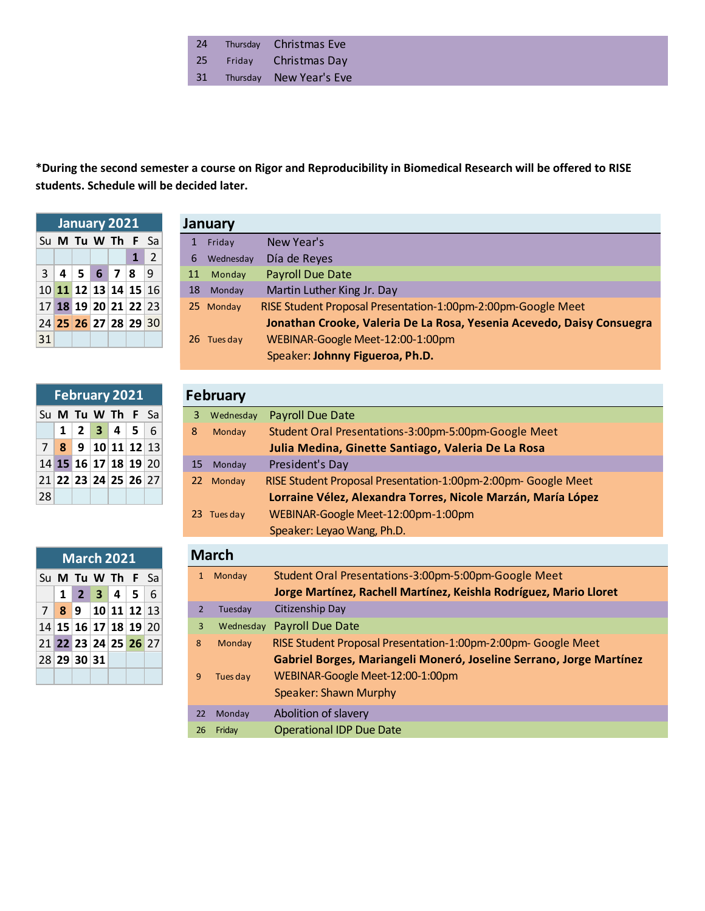| | | |
|---|---|---|
| 24 | Thursday | Christmas Eve |
| 25 | Friday | Christmas Day |
| 31 | Thursday | New Year's Eve |

**\*During the second semester a course on Rigor and Reproducibility in Biomedical Research will be offered to RISE students. Schedule will be decided later.**

| January 2021 | | | | | | |
|---|---|---|---|---|---|---|
| Su | M | Tu | W | Th | F | Sa |
| | | | | | 1 | 2 |
| 3 | 4 | 5 | 6 | 7 | 8 | 9 |
| 10 | 11 | 12 | 13 | 14 | 15 | 16 |
| 17 | 18 | 19 | 20 | 21 | 22 | 23 |
| 24 | 25 | 26 | 27 | 28 | 29 | 30 |
| 31 | | | | | | |

## January

| | | |
|---|---|---|
| 1 | Friday | New Year's |
| 6 | Wednesday | Día de Reyes |
| 11 | Monday | Payroll Due Date |
| 18 | Monday | Martin Luther King Jr. Day |
| 25 | Monday | RISE Student Proposal Presentation-1:00pm-2:00pm-Google Meet<br>**Jonathan Crooke, Valeria De La Rosa, Yesenia Acevedo, Daisy Consuegra** |
| 26 | Tues day | WEBINAR-Google Meet-12:00-1:00pm<br>Speaker: **Johnny Figueroa, Ph.D.** |

| February 2021 | | | | | | |
|---|---|---|---|---|---|---|
| Su | M | Tu | W | Th | F | Sa |
| | 1 | 2 | 3 | 4 | 5 | 6 |
| 7 | 8 | 9 | 10 | 11 | 12 | 13 |
| 14 | 15 | 16 | 17 | 18 | 19 | 20 |
| 21 | 22 | 23 | 24 | 25 | 26 | 27 |
| 28 | | | | | | |

## February

| | | |
|---|---|---|
| 3 | Wednesday | Payroll Due Date |
| 8 | Monday | Student Oral Presentations-3:00pm-5:00pm-Google Meet<br>**Julia Medina, Ginette Santiago, Valeria De La Rosa** |
| 15 | Monday | President's Day |
| 22 | Monday | RISE Student Proposal Presentation-1:00pm-2:00pm- Google Meet<br>**Lorraine Vélez, Alexandra Torres, Nicole Marzán, María López** |
| 23 | Tues day | WEBINAR-Google Meet-12:00pm-1:00pm<br>Speaker: Leyao Wang, Ph.D. |

| March 2021 | | | | | | |
|---|---|---|---|---|---|---|
| Su | M | Tu | W | Th | F | Sa |
| | 1 | 2 | 3 | 4 | 5 | 6 |
| 7 | 8 | 9 | 10 | 11 | 12 | 13 |
| 14 | 15 | 16 | 17 | 18 | 19 | 20 |
| 21 | 22 | 23 | 24 | 25 | 26 | 27 |
| 28 | 29 | 30 | 31 | | | |

## March

| | | |
|---|---|---|
| 1 | Monday | Student Oral Presentations-3:00pm-5:00pm-Google Meet<br>**Jorge Martínez, Rachell Martínez, Keishla Rodríguez, Mario Lloret** |
| 2 | Tuesday | Citizenship Day |
| 3 | Wednesday | Payroll Due Date |
| 8 | Monday | RISE Student Proposal Presentation-1:00pm-2:00pm- Google Meet<br>**Gabriel Borges, Mariangeli Moneró, Joseline Serrano, Jorge Martínez** |
| 9 | Tues day | WEBINAR-Google Meet-12:00-1:00pm<br>Speaker: Shawn Murphy |
| 22 | Monday | Abolition of slavery |
| 26 | Friday | Operational IDP Due Date |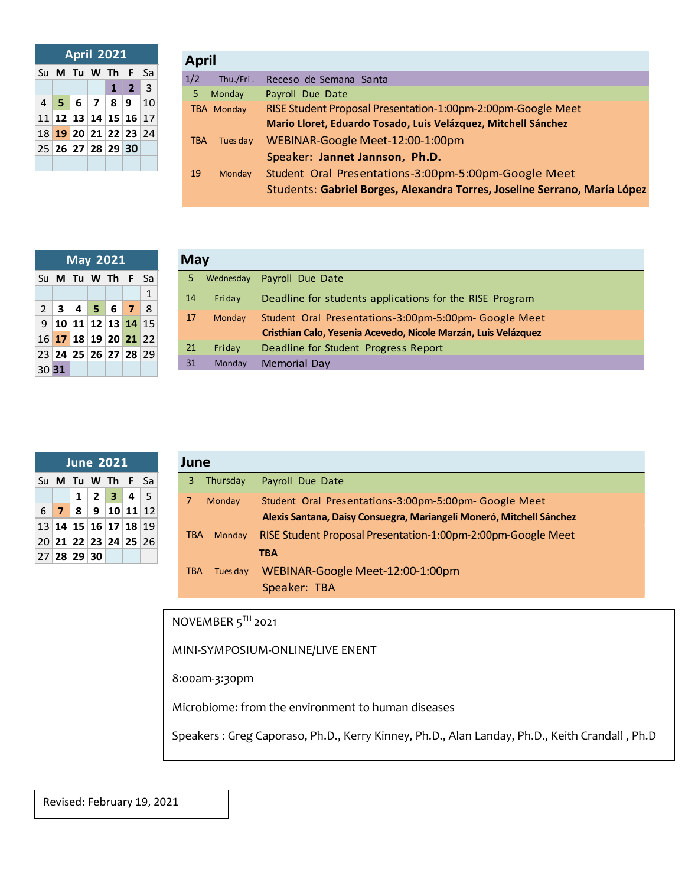## April 2021

| Su | M | Tu | W | Th | F | Sa |
|---|---|---|---|---|---|---|
| | | | | 1 | 2 | 3 |
| 4 | 5 | 6 | 7 | 8 | 9 | 10 |
| 11 | 12 | 13 | 14 | 15 | 16 | 17 |
| 18 | 19 | 20 | 21 | 22 | 23 | 24 |
| 25 | 26 | 27 | 28 | 29 | 30 | |

### April

| | | |
|---|---|---|
| 1/2 | Thu./Fri. | Receso de Semana Santa |
| 5 | Monday | Payroll Due Date |
| TBA | Monday | RISE Student Proposal Presentation-1:00pm-2:00pm-Google Meet<br>**Mario Lloret, Eduardo Tosado, Luis Velázquez, Mitchell Sánchez** |
| TBA | Tuesday | WEBINAR-Google Meet-12:00-1:00pm<br>Speaker: **Jannet Jannson, Ph.D.** |
| 19 | Monday | Student Oral Presentations-3:00pm-5:00pm-Google Meet<br>Students: **Gabriel Borges, Alexandra Torres, Joseline Serrano, María López** |

## May 2021

| Su | M | Tu | W | Th | F | Sa |
|---|---|---|---|---|---|---|
| | | | | | | 1 |
| 2 | 3 | 4 | 5 | 6 | 7 | 8 |
| 9 | 10 | 11 | 12 | 13 | 14 | 15 |
| 16 | 17 | 18 | 19 | 20 | 21 | 22 |
| 23 | 24 | 25 | 26 | 27 | 28 | 29 |
| 30 | 31 | | | | | |

### May

| | | |
|---|---|---|
| 5 | Wednesday | Payroll Due Date |
| 14 | Friday | Deadline for students applications for the RISE Program |
| 17 | Monday | Student Oral Presentations-3:00pm-5:00pm- Google Meet<br>**Cristhian Calo, Yesenia Acevedo, Nicole Marzán, Luis Velázquez** |
| 21 | Friday | Deadline for Student Progress Report |
| 31 | Monday | Memorial Day |

## June 2021

| Su | M | Tu | W | Th | F | Sa |
|---|---|---|---|---|---|---|
| | | 1 | 2 | 3 | 4 | 5 |
| 6 | 7 | 8 | 9 | 10 | 11 | 12 |
| 13 | 14 | 15 | 16 | 17 | 18 | 19 |
| 20 | 21 | 22 | 23 | 24 | 25 | 26 |
| 27 | 28 | 29 | 30 | | | |

### June

| | | |
|---|---|---|
| 3 | Thursday | Payroll Due Date |
| 7 | Monday | Student Oral Presentations-3:00pm-5:00pm- Google Meet<br>**Alexis Santana, Daisy Consuegra, Mariangeli Moneró, Mitchell Sánchez** |
| TBA | Monday | RISE Student Proposal Presentation-1:00pm-2:00pm-Google Meet<br>**TBA** |
| TBA | Tuesday | WEBINAR-Google Meet-12:00-1:00pm<br>Speaker: TBA |

NOVEMBER 5TH 2021

MINI-SYMPOSIUM-ONLINE/LIVE ENENT

8:00am-3:30pm

Microbiome: from the environment to human diseases

Speakers : Greg Caporaso, Ph.D., Kerry Kinney, Ph.D., Alan Landay, Ph.D., Keith Crandall , Ph.D

Revised: February 19, 2021